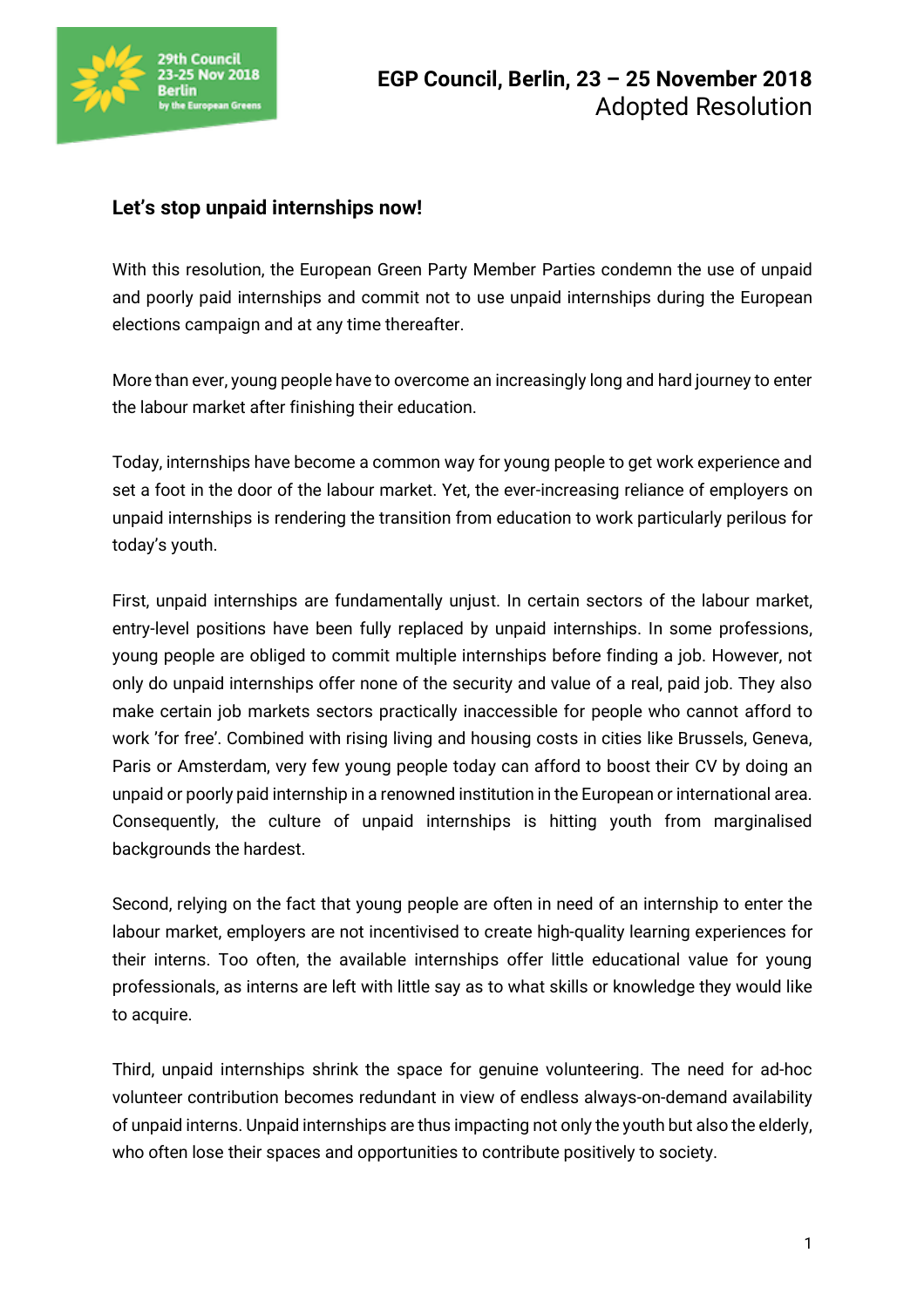# EGP Council, Berlin, 23 – 25 November 2018
## Adopted Resolution

### Let's stop unpaid internships now!

With this resolution, the European Green Party Member Parties condemn the use of unpaid and poorly paid internships and commit not to use unpaid internships during the European elections campaign and at any time thereafter.

More than ever, young people have to overcome an increasingly long and hard journey to enter the labour market after finishing their education.

Today, internships have become a common way for young people to get work experience and set a foot in the door of the labour market. Yet, the ever-increasing reliance of employers on unpaid internships is rendering the transition from education to work particularly perilous for today's youth.

First, unpaid internships are fundamentally unjust. In certain sectors of the labour market, entry-level positions have been fully replaced by unpaid internships. In some professions, young people are obliged to commit multiple internships before finding a job. However, not only do unpaid internships offer none of the security and value of a real, paid job. They also make certain job markets sectors practically inaccessible for people who cannot afford to work 'for free'. Combined with rising living and housing costs in cities like Brussels, Geneva, Paris or Amsterdam, very few young people today can afford to boost their CV by doing an unpaid or poorly paid internship in a renowned institution in the European or international area. Consequently, the culture of unpaid internships is hitting youth from marginalised backgrounds the hardest.

Second, relying on the fact that young people are often in need of an internship to enter the labour market, employers are not incentivised to create high-quality learning experiences for their interns. Too often, the available internships offer little educational value for young professionals, as interns are left with little say as to what skills or knowledge they would like to acquire.

Third, unpaid internships shrink the space for genuine volunteering. The need for ad-hoc volunteer contribution becomes redundant in view of endless always-on-demand availability of unpaid interns. Unpaid internships are thus impacting not only the youth but also the elderly, who often lose their spaces and opportunities to contribute positively to society.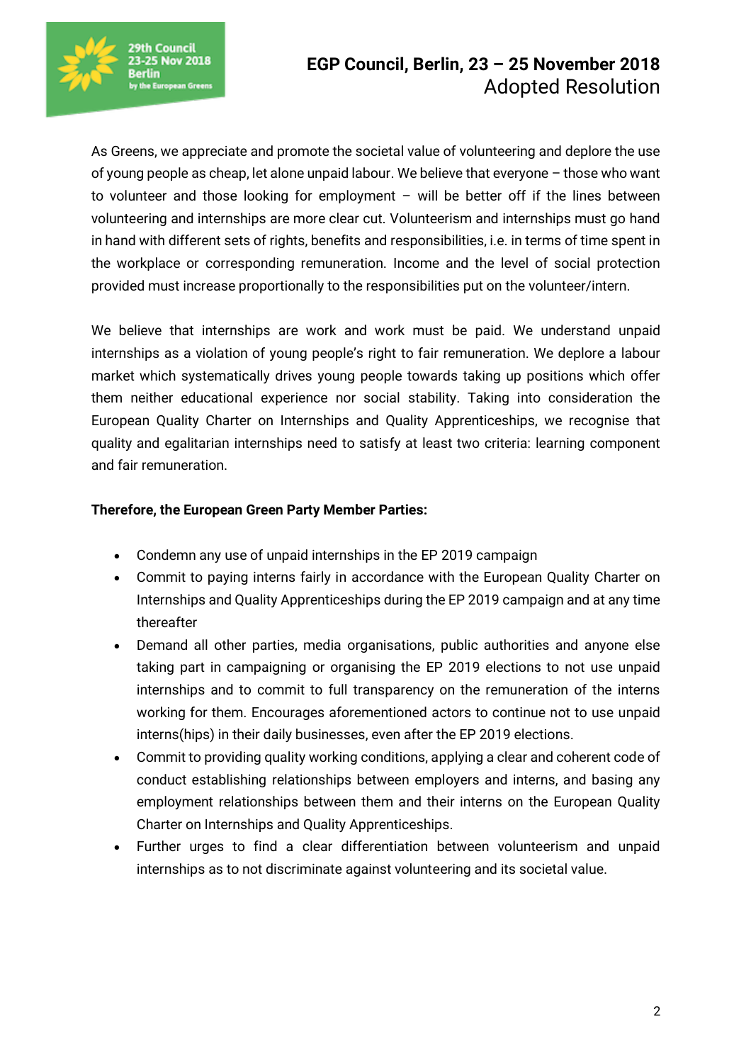As Greens, we appreciate and promote the societal value of volunteering and deplore the use of young people as cheap, let alone unpaid labour. We believe that everyone – those who want to volunteer and those looking for employment – will be better off if the lines between volunteering and internships are more clear cut. Volunteerism and internships must go hand in hand with different sets of rights, benefits and responsibilities, i.e. in terms of time spent in the workplace or corresponding remuneration. Income and the level of social protection provided must increase proportionally to the responsibilities put on the volunteer/intern.

We believe that internships are work and work must be paid. We understand unpaid internships as a violation of young people's right to fair remuneration. We deplore a labour market which systematically drives young people towards taking up positions which offer them neither educational experience nor social stability. Taking into consideration the European Quality Charter on Internships and Quality Apprenticeships, we recognise that quality and egalitarian internships need to satisfy at least two criteria: learning component and fair remuneration.

**Therefore, the European Green Party Member Parties:**

- Condemn any use of unpaid internships in the EP 2019 campaign
- Commit to paying interns fairly in accordance with the European Quality Charter on Internships and Quality Apprenticeships during the EP 2019 campaign and at any time thereafter
- Demand all other parties, media organisations, public authorities and anyone else taking part in campaigning or organising the EP 2019 elections to not use unpaid internships and to commit to full transparency on the remuneration of the interns working for them. Encourages aforementioned actors to continue not to use unpaid interns(hips) in their daily businesses, even after the EP 2019 elections.
- Commit to providing quality working conditions, applying a clear and coherent code of conduct establishing relationships between employers and interns, and basing any employment relationships between them and their interns on the European Quality Charter on Internships and Quality Apprenticeships.
- Further urges to find a clear differentiation between volunteerism and unpaid internships as to not discriminate against volunteering and its societal value.